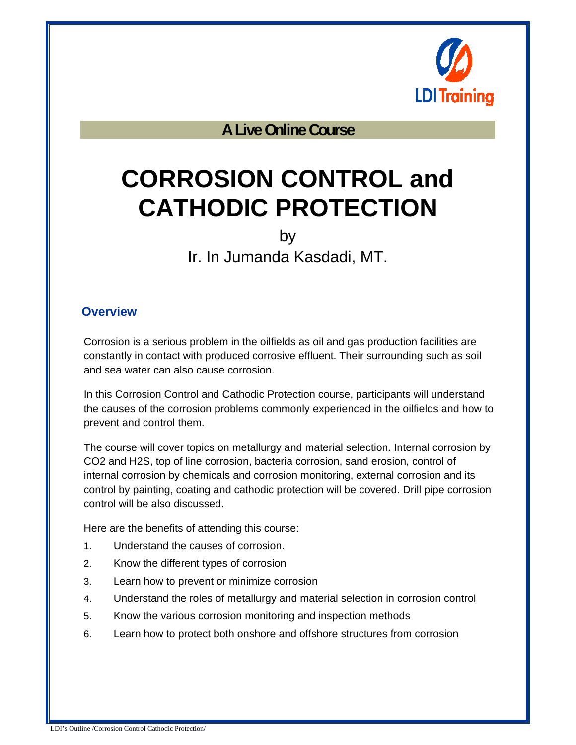LDI Training

**A Live Online Course**

# CORROSION CONTROL and CATHODIC PROTECTION

by

Ir. In Jumanda Kasdadi, MT.

## Overview

Corrosion is a serious problem in the oilfields as oil and gas production facilities are constantly in contact with produced corrosive effluent. Their surrounding such as soil and sea water can also cause corrosion.

In this Corrosion Control and Cathodic Protection course, participants will understand the causes of the corrosion problems commonly experienced in the oilfields and how to prevent and control them.

The course will cover topics on metallurgy and material selection. Internal corrosion by $CO_2$ and $H_2S$, top of line corrosion, bacteria corrosion, sand erosion, control of internal corrosion by chemicals and corrosion monitoring, external corrosion and its control by painting, coating and cathodic protection will be covered. Drill pipe corrosion control will be also discussed.

Here are the benefits of attending this course:

1. Understand the causes of corrosion.
2. Know the different types of corrosion
3. Learn how to prevent or minimize corrosion
4. Understand the roles of metallurgy and material selection in corrosion control
5. Know the various corrosion monitoring and inspection methods
6. Learn how to protect both onshore and offshore structures from corrosion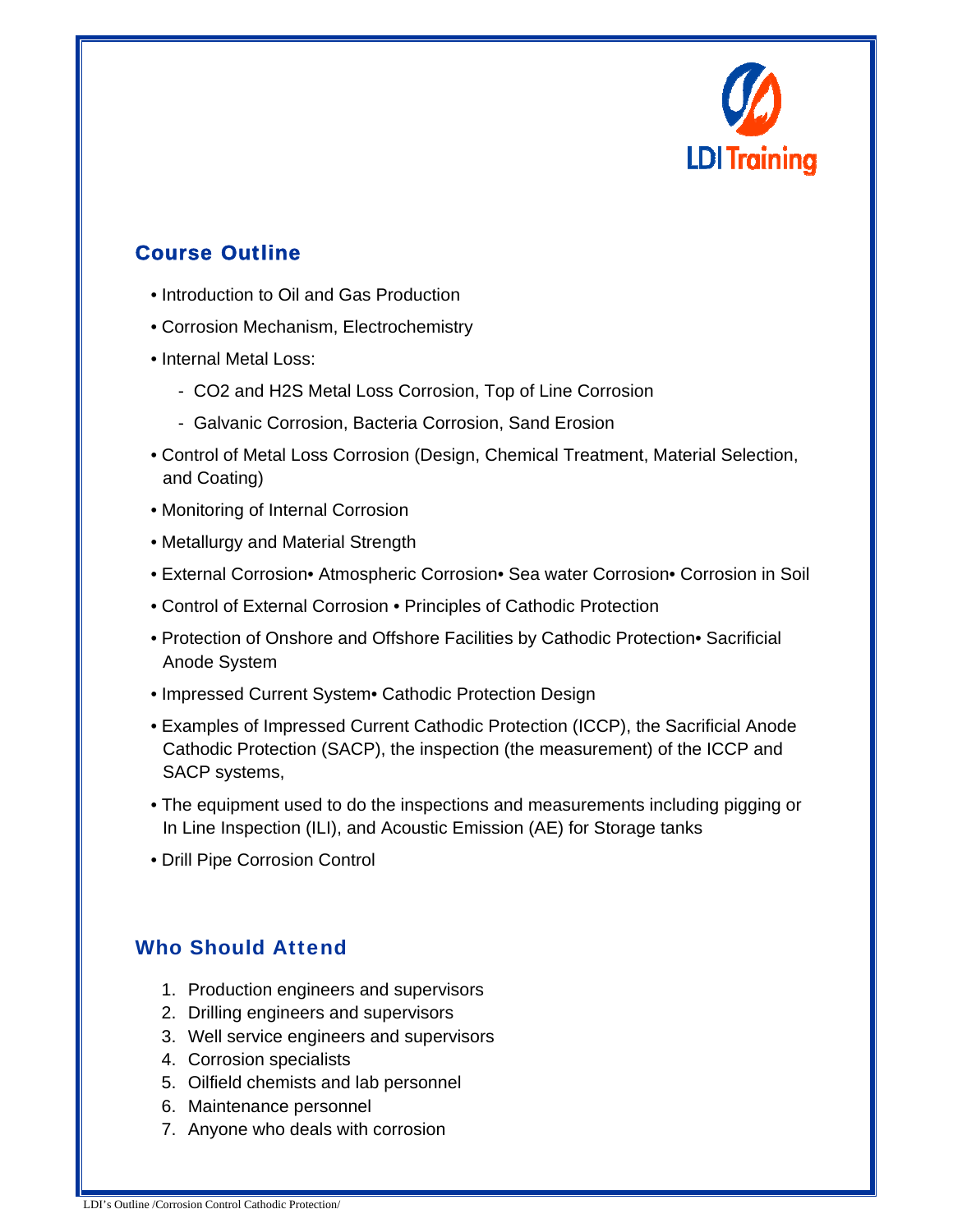## Course Outline

- Introduction to Oil and Gas Production
- Corrosion Mechanism, Electrochemistry
- Internal Metal Loss:
  - $CO_2$ and $H_2S$ Metal Loss Corrosion, Top of Line Corrosion
  - Galvanic Corrosion, Bacteria Corrosion, Sand Erosion
- Control of Metal Loss Corrosion (Design, Chemical Treatment, Material Selection, and Coating)
- Monitoring of Internal Corrosion
- Metallurgy and Material Strength
- External Corrosion• Atmospheric Corrosion• Sea water Corrosion• Corrosion in Soil
- Control of External Corrosion • Principles of Cathodic Protection
- Protection of Onshore and Offshore Facilities by Cathodic Protection• Sacrificial Anode System
- Impressed Current System• Cathodic Protection Design
- Examples of Impressed Current Cathodic Protection (ICCP), the Sacrificial Anode Cathodic Protection (SACP), the inspection (the measurement) of the ICCP and SACP systems,
- The equipment used to do the inspections and measurements including pigging or In Line Inspection (ILI), and Acoustic Emission (AE) for Storage tanks
- Drill Pipe Corrosion Control

## Who Should Attend

1. Production engineers and supervisors
2. Drilling engineers and supervisors
3. Well service engineers and supervisors
4. Corrosion specialists
5. Oilfield chemists and lab personnel
6. Maintenance personnel
7. Anyone who deals with corrosion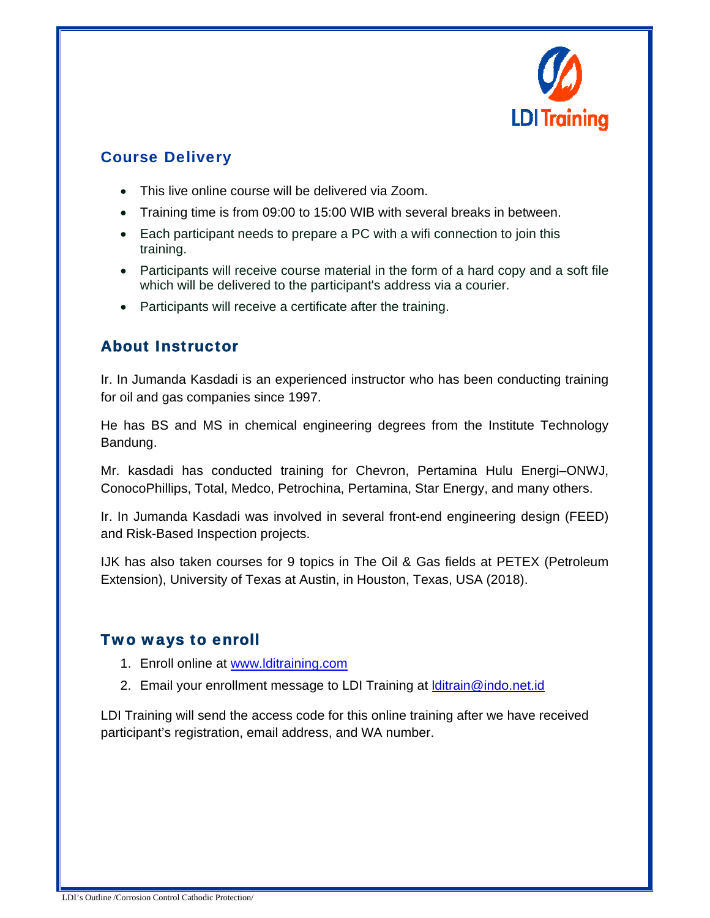## Course Delivery

- This live online course will be delivered via Zoom.
- Training time is from 09:00 to 15:00 WIB with several breaks in between.
- Each participant needs to prepare a PC with a wifi connection to join this training.
- Participants will receive course material in the form of a hard copy and a soft file which will be delivered to the participant's address via a courier.
- Participants will receive a certificate after the training.

## About Instructor

Ir. In Jumanda Kasdadi is an experienced instructor who has been conducting training for oil and gas companies since 1997.

He has BS and MS in chemical engineering degrees from the Institute Technology Bandung.

Mr. kasdadi has conducted training for Chevron, Pertamina Hulu Energi–ONWJ, ConocoPhillips, Total, Medco, Petrochina, Pertamina, Star Energy, and many others.

Ir. In Jumanda Kasdadi was involved in several front-end engineering design (FEED) and Risk-Based Inspection projects.

IJK has also taken courses for 9 topics in The Oil & Gas fields at PETEX (Petroleum Extension), University of Texas at Austin, in Houston, Texas, USA (2018).

## Two ways to enroll

1. Enroll online at www.ldjtraining.com
2. Email your enrollment message to LDI Training at lditrain@indo.net.id

LDI Training will send the access code for this online training after we have received participant's registration, email address, and WA number.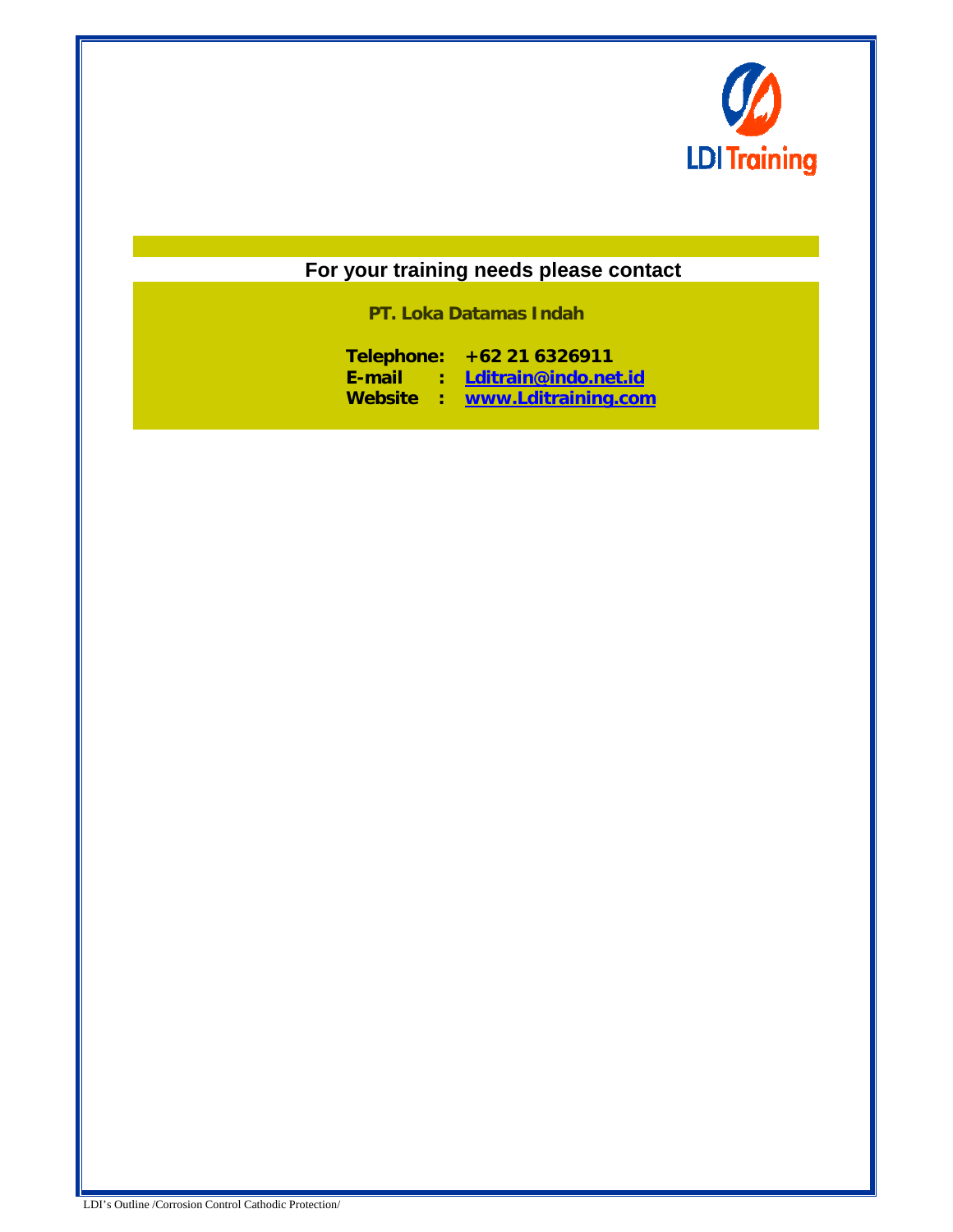LDI Training

## For your training needs please contact

**PT. Loka Datamas Indah**

**Telephone: +62 21 6326911**
**E-mail : Lditrain@indo.net.id**
**Website : www.Lditraining.com**